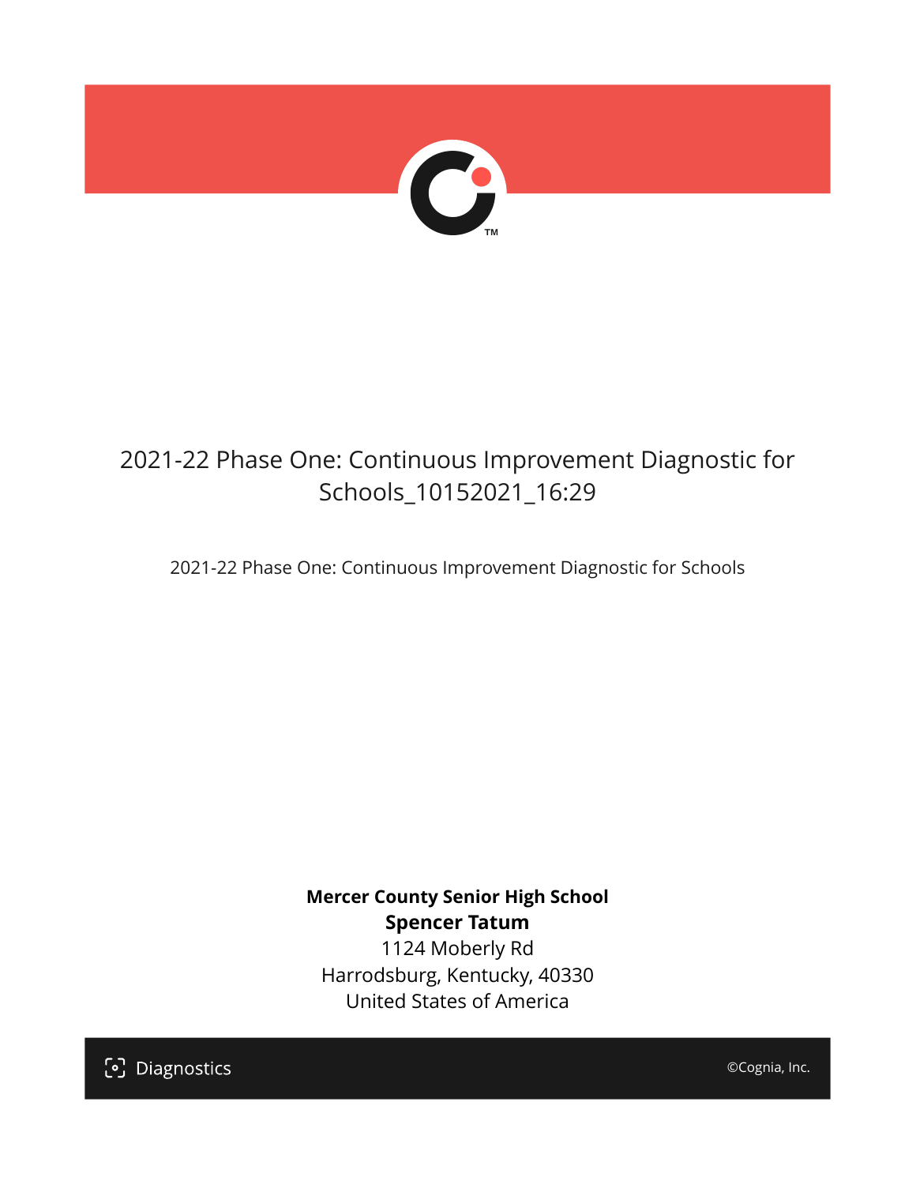# 2021-22 Phase One: Continuous Improvement Diagnostic for Schools_10152021_16:29

2021-22 Phase One: Continuous Improvement Diagnostic for Schools

**Mercer County Senior High School**
**Spencer Tatum**
1124 Moberly Rd
Harrodsburg, Kentucky, 40330
United States of America

Diagnostics

©Cognia, Inc.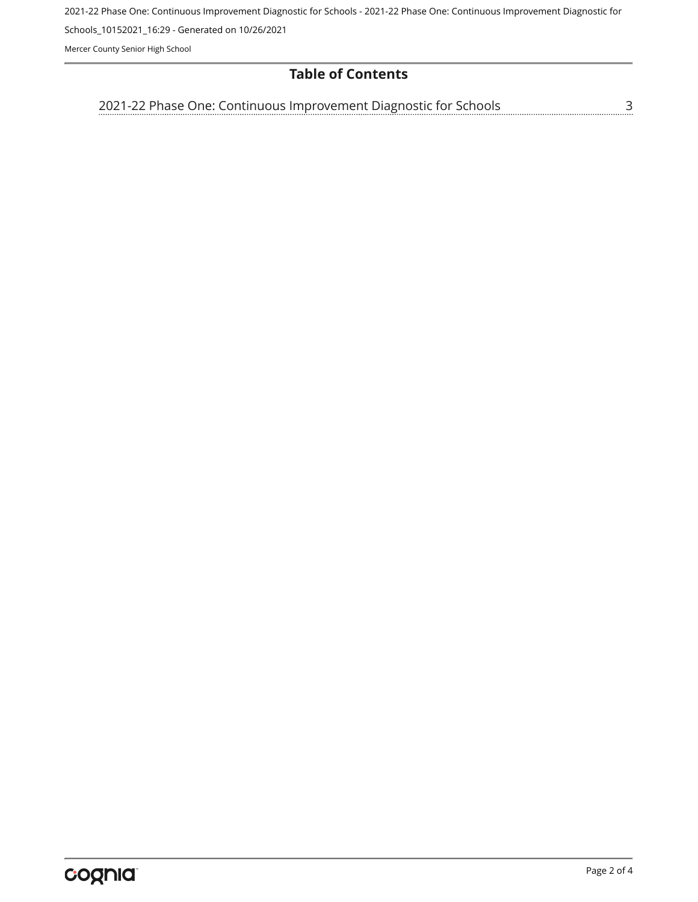## Table of Contents

2021-22 Phase One: Continuous Improvement Diagnostic for Schools ..... 3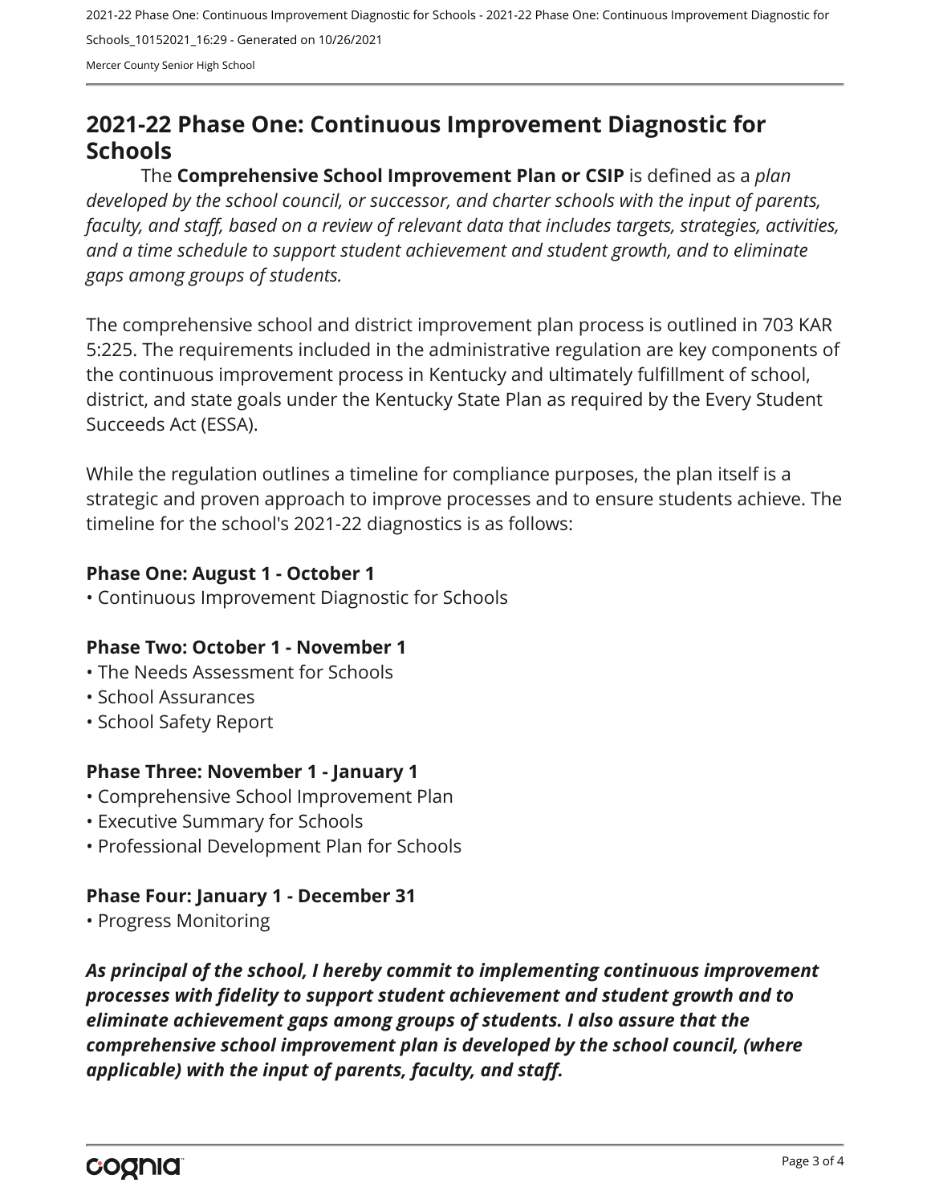## 2021-22 Phase One: Continuous Improvement Diagnostic for Schools

The **Comprehensive School Improvement Plan or CSIP** is defined as a *plan developed by the school council, or successor, and charter schools with the input of parents, faculty, and staff, based on a review of relevant data that includes targets, strategies, activities, and a time schedule to support student achievement and student growth, and to eliminate gaps among groups of students.*

The comprehensive school and district improvement plan process is outlined in 703 KAR 5:225. The requirements included in the administrative regulation are key components of the continuous improvement process in Kentucky and ultimately fulfillment of school, district, and state goals under the Kentucky State Plan as required by the Every Student Succeeds Act (ESSA).

While the regulation outlines a timeline for compliance purposes, the plan itself is a strategic and proven approach to improve processes and to ensure students achieve. The timeline for the school's 2021-22 diagnostics is as follows:

**Phase One: August 1 - October 1**

- Continuous Improvement Diagnostic for Schools

**Phase Two: October 1 - November 1**

- The Needs Assessment for Schools
- School Assurances
- School Safety Report

**Phase Three: November 1 - January 1**

- Comprehensive School Improvement Plan
- Executive Summary for Schools
- Professional Development Plan for Schools

**Phase Four: January 1 - December 31**

- Progress Monitoring

***As principal of the school, I hereby commit to implementing continuous improvement processes with fidelity to support student achievement and student growth and to eliminate achievement gaps among groups of students. I also assure that the comprehensive school improvement plan is developed by the school council, (where applicable) with the input of parents, faculty, and staff.***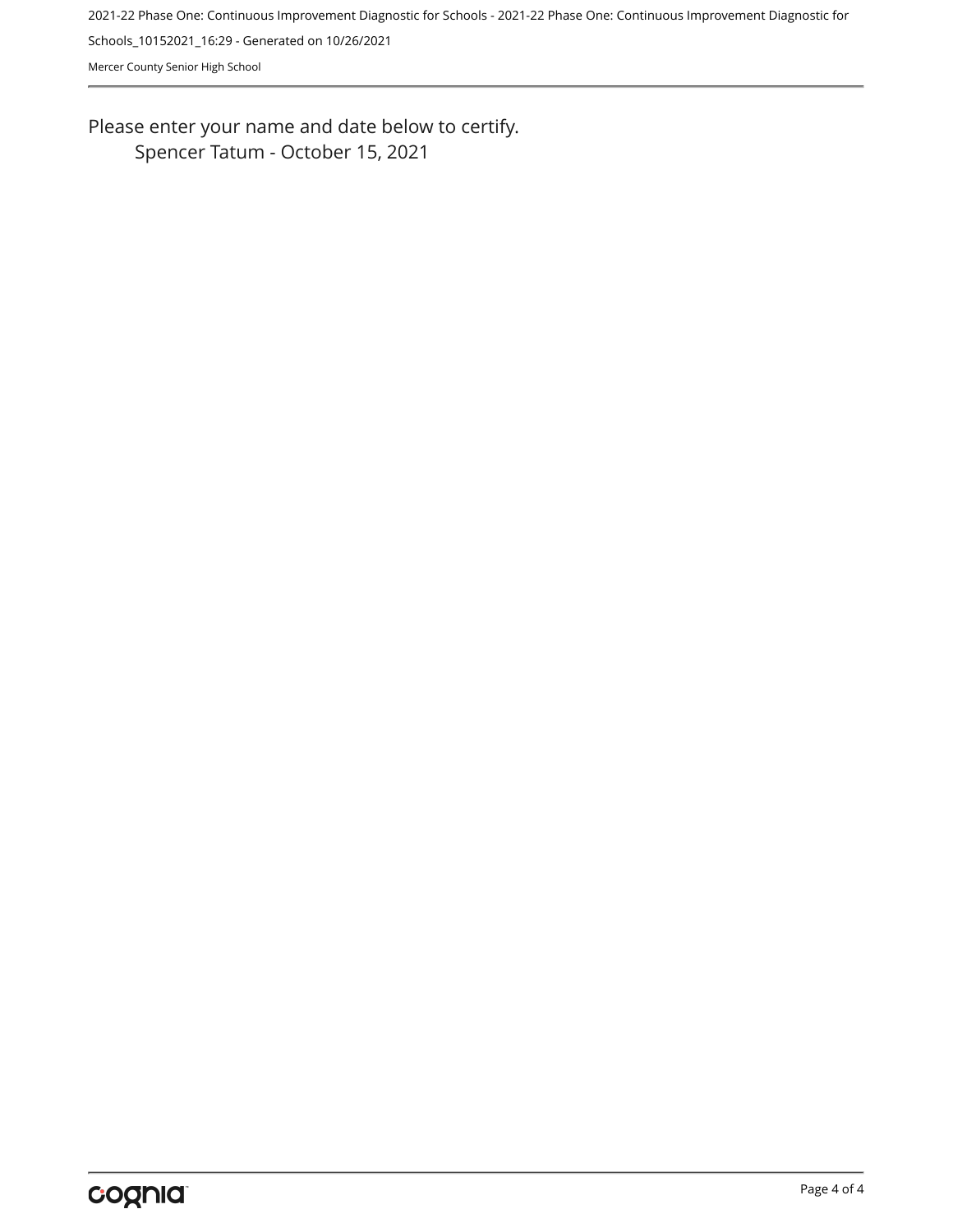Please enter your name and date below to certify.

Spencer Tatum - October 15, 2021